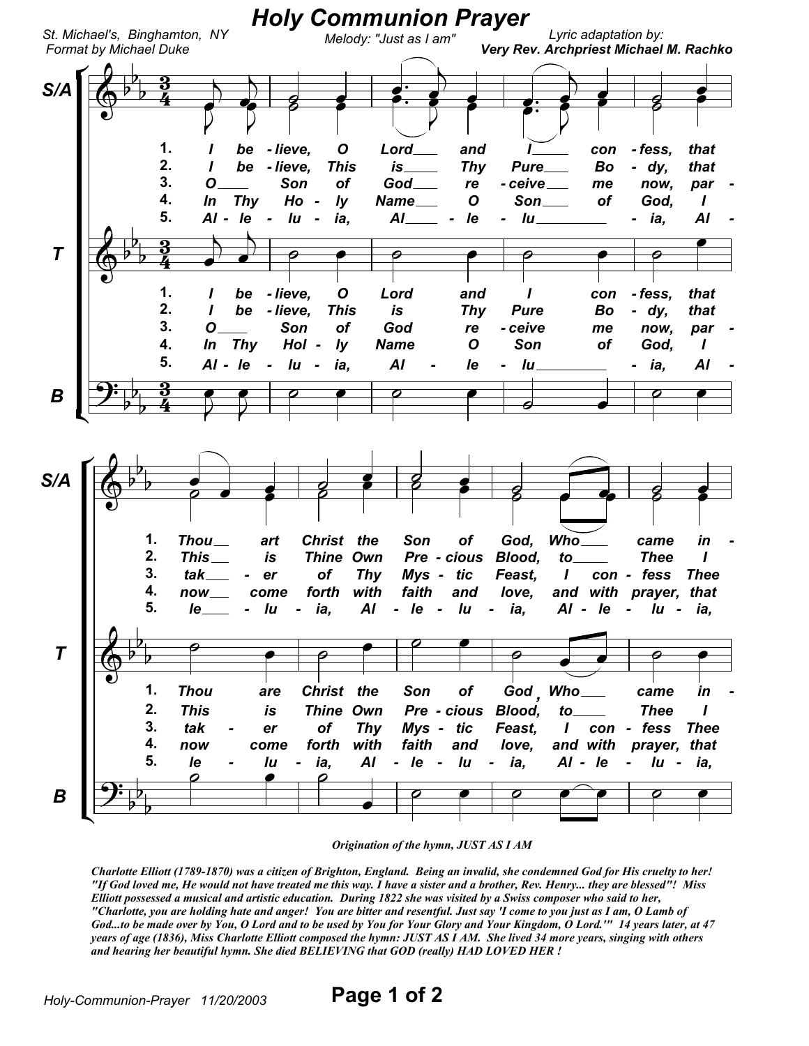# Holy Communion Prayer

St. Michael's, Binghamton, NY
Format by Michael Duke

Melody: "Just as I am"

Lyric adaptation by:
**Very Rev. Archpriest Michael M. Rachko**

1. I believe, O Lord and I confess, that Thou art Christ the Son of God, Who came in-
2. I believe, This is Thy Pure Body, that This is Thine Own Precious Blood, to Thee I
3. O Son of God receive me now, partaker of Thy Mystic Feast, I confess Thee
4. In Thy Holy Name O Son of God, I now come forth with faith and love, and with prayer, that
5. Alleluia, Alleluia, Alleluia, Alleluia, Alleluia,

***Origination of the hymn, JUST AS I AM***

***Charlotte Elliott (1789-1870) was a citizen of Brighton, England. Being an invalid, she condemned God for His cruelty to her! "If God loved me, He would not have treated me this way. I have a sister and a brother, Rev. Henry... they are blessed"! Miss Elliott possessed a musical and artistic education. During 1822 she was visited by a Swiss composer who said to her, "Charlotte, you are holding hate and anger! You are bitter and resentful. Just say 'I come to you just as I am, O Lamb of God...to be made over by You, O Lord and to be used by You for Your Glory and Your Kingdom, O Lord.'" 14 years later, at 47 years of age (1836), Miss Charlotte Elliott composed the hymn: JUST AS I AM. She lived 34 more years, singing with others and hearing her beautiful hymn. She died BELIEVING that GOD (really) HAD LOVED HER !***

Holy-Communion-Prayer 11/20/2003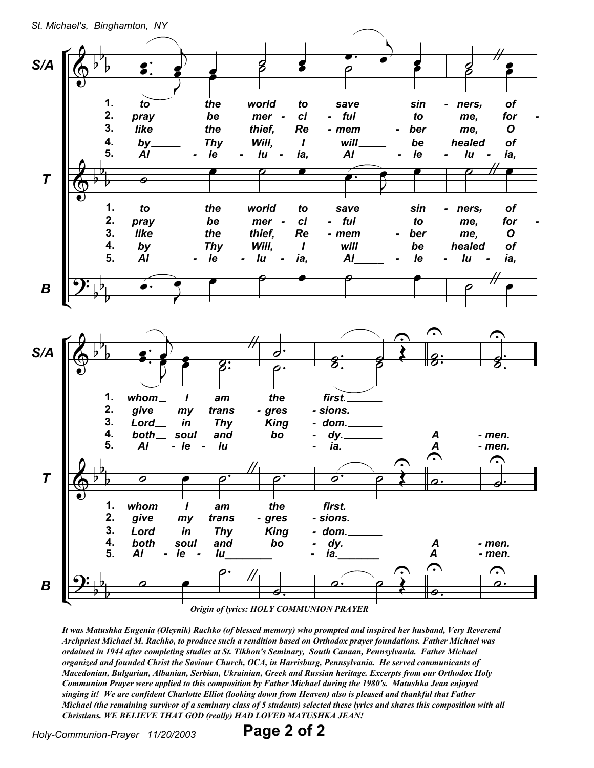St. Michael's, Binghamton, NY

S/A

1. to the world to save sinners, of
2. pray be merciful to me, for-
3. like the thief, Remember me, O
4. by Thy Will, I will be healed of
5. Alleluia, Alleluia,

T

1. to the world to save sinners, of
2. pray be merciful to me, for-
3. like the thief, Remember me, O
4. by Thy Will, I will be healed of
5. Alleluia, Alleluia,

B

S/A

1. whom I am the first.
2. give my transgressions.
3. Lord in Thy Kingdom.
4. both soul and body. Amen.
5. Alleluia. Amen.

T

1. whom I am the first.
2. give my transgressions.
3. Lord in Thy Kingdom.
4. both soul and body. Amen.
5. Alleluia. Amen.

B

*Origin of lyrics: HOLY COMMUNION PRAYER*

***It was Matushka Eugenia (Oleynik) Rachko (of blessed memory) who prompted and inspired her husband, Very Reverend Archpriest Michael M. Rachko, to produce such a rendition based on Orthodox prayer foundations. Father Michael was ordained in 1944 after completing studies at St. Tikhon's Seminary, South Canaan, Pennsylvania. Father Michael organized and founded Christ the Saviour Church, OCA, in Harrisburg, Pennsylvania. He served communicants of Macedonian, Bulgarian, Albanian, Serbian, Ukrainian, Greek and Russian heritage. Excerpts from our Orthodox Holy Communion Prayer were applied to this composition by Father Michael during the 1980's. Matushka Jean enjoyed singing it! We are confident Charlotte Elliot (looking down from Heaven) also is pleased and thankful that Father Michael (the remaining survivor of a seminary class of 5 students) selected these lyrics and shares this composition with all Christians. WE BELIEVE THAT GOD (really) HAD LOVED MATUSHKA JEAN!***

Holy-Communion-Prayer 11/20/2003